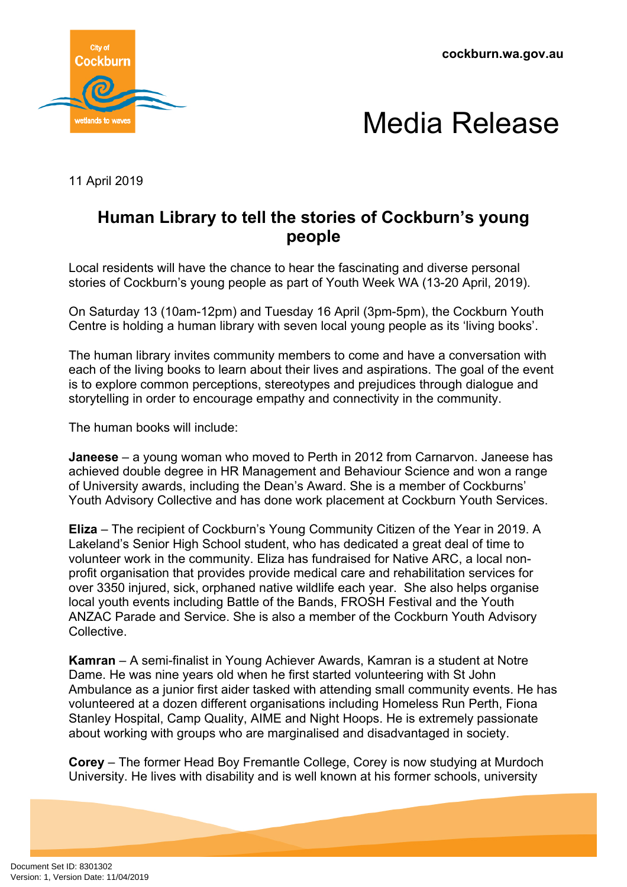cockburn.wa.gov.au

# Media Release

11 April 2019

## Human Library to tell the stories of Cockburn's young people

Local residents will have the chance to hear the fascinating and diverse personal stories of Cockburn's young people as part of Youth Week WA (13-20 April, 2019).

On Saturday 13 (10am-12pm) and Tuesday 16 April (3pm-5pm), the Cockburn Youth Centre is holding a human library with seven local young people as its 'living books'.

The human library invites community members to come and have a conversation with each of the living books to learn about their lives and aspirations. The goal of the event is to explore common perceptions, stereotypes and prejudices through dialogue and storytelling in order to encourage empathy and connectivity in the community.

The human books will include:

**Janeese** – a young woman who moved to Perth in 2012 from Carnarvon. Janeese has achieved double degree in HR Management and Behaviour Science and won a range of University awards, including the Dean's Award. She is a member of Cockburns' Youth Advisory Collective and has done work placement at Cockburn Youth Services.

**Eliza** – The recipient of Cockburn's Young Community Citizen of the Year in 2019. A Lakeland's Senior High School student, who has dedicated a great deal of time to volunteer work in the community. Eliza has fundraised for Native ARC, a local non-profit organisation that provides provide medical care and rehabilitation services for over 3350 injured, sick, orphaned native wildlife each year. She also helps organise local youth events including Battle of the Bands, FROSH Festival and the Youth ANZAC Parade and Service. She is also a member of the Cockburn Youth Advisory Collective.

**Kamran** – A semi-finalist in Young Achiever Awards, Kamran is a student at Notre Dame. He was nine years old when he first started volunteering with St John Ambulance as a junior first aider tasked with attending small community events. He has volunteered at a dozen different organisations including Homeless Run Perth, Fiona Stanley Hospital, Camp Quality, AIME and Night Hoops. He is extremely passionate about working with groups who are marginalised and disadvantaged in society.

**Corey** – The former Head Boy Fremantle College, Corey is now studying at Murdoch University. He lives with disability and is well known at his former schools, university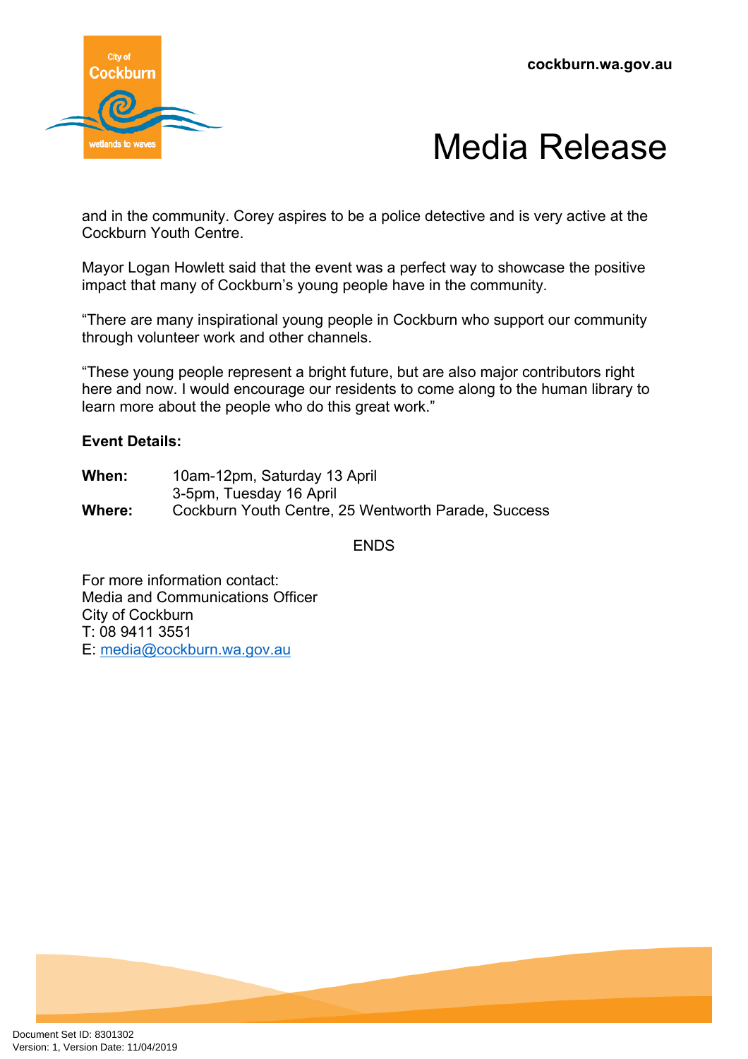and in the community. Corey aspires to be a police detective and is very active at the Cockburn Youth Centre.

Mayor Logan Howlett said that the event was a perfect way to showcase the positive impact that many of Cockburn's young people have in the community.

"There are many inspirational young people in Cockburn who support our community through volunteer work and other channels.

"These young people represent a bright future, but are also major contributors right here and now. I would encourage our residents to come along to the human library to learn more about the people who do this great work."

**Event Details:**

**When:** 10am-12pm, Saturday 13 April
3-5pm, Tuesday 16 April
**Where:** Cockburn Youth Centre, 25 Wentworth Parade, Success

ENDS

For more information contact:
Media and Communications Officer
City of Cockburn
T: 08 9411 3551
E: media@cockburn.wa.gov.au

Document Set ID: 8301302
Version: 1, Version Date: 11/04/2019